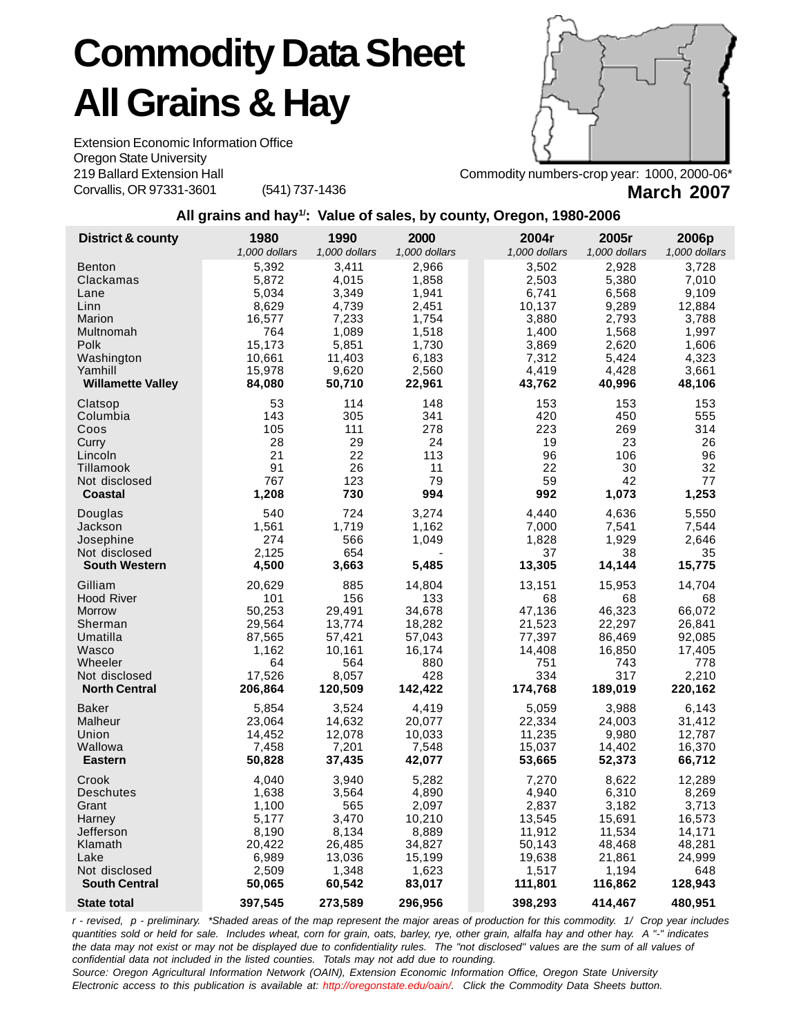# Commodity Data Sheet
# All Grains & Hay

Extension Economic Information Office
Oregon State University
219 Ballard Extension Hall
Corvallis, OR 97331-3601 (541) 737-1436

Commodity numbers-crop year: 1000, 2000-06*

**March 2007**

## All grains and hay[1/]: Value of sales, by county, Oregon, 1980-2006

| District & county | 1980 | 1990 | 2000 | 2004r | 2005r | 2006p |
|---|---|---|---|---|---|---|
| | *1,000 dollars* | *1,000 dollars* | *1,000 dollars* | *1,000 dollars* | *1,000 dollars* | *1,000 dollars* |
| Benton | 5,392 | 3,411 | 2,966 | 3,502 | 2,928 | 3,728 |
| Clackamas | 5,872 | 4,015 | 1,858 | 2,503 | 5,380 | 7,010 |
| Lane | 5,034 | 3,349 | 1,941 | 6,741 | 6,568 | 9,109 |
| Linn | 8,629 | 4,739 | 2,451 | 10,137 | 9,289 | 12,884 |
| Marion | 16,577 | 7,233 | 1,754 | 3,880 | 2,793 | 3,788 |
| Multnomah | 764 | 1,089 | 1,518 | 1,400 | 1,568 | 1,997 |
| Polk | 15,173 | 5,851 | 1,730 | 3,869 | 2,620 | 1,606 |
| Washington | 10,661 | 11,403 | 6,183 | 7,312 | 5,424 | 4,323 |
| Yamhill | 15,978 | 9,620 | 2,560 | 4,419 | 4,428 | 3,661 |
| **Willamette Valley** | **84,080** | **50,710** | **22,961** | **43,762** | **40,996** | **48,106** |
| Clatsop | 53 | 114 | 148 | 153 | 153 | 153 |
| Columbia | 143 | 305 | 341 | 420 | 450 | 555 |
| Coos | 105 | 111 | 278 | 223 | 269 | 314 |
| Curry | 28 | 29 | 24 | 19 | 23 | 26 |
| Lincoln | 21 | 22 | 113 | 96 | 106 | 96 |
| Tillamook | 91 | 26 | 11 | 22 | 30 | 32 |
| Not disclosed | 767 | 123 | 79 | 59 | 42 | 77 |
| **Coastal** | **1,208** | **730** | **994** | **992** | **1,073** | **1,253** |
| Douglas | 540 | 724 | 3,274 | 4,440 | 4,636 | 5,550 |
| Jackson | 1,561 | 1,719 | 1,162 | 7,000 | 7,541 | 7,544 |
| Josephine | 274 | 566 | 1,049 | 1,828 | 1,929 | 2,646 |
| Not disclosed | 2,125 | 654 | - | 37 | 38 | 35 |
| **South Western** | **4,500** | **3,663** | **5,485** | **13,305** | **14,144** | **15,775** |
| Gilliam | 20,629 | 885 | 14,804 | 13,151 | 15,953 | 14,704 |
| Hood River | 101 | 156 | 133 | 68 | 68 | 68 |
| Morrow | 50,253 | 29,491 | 34,678 | 47,136 | 46,323 | 66,072 |
| Sherman | 29,564 | 13,774 | 18,282 | 21,523 | 22,297 | 26,841 |
| Umatilla | 87,565 | 57,421 | 57,043 | 77,397 | 86,469 | 92,085 |
| Wasco | 1,162 | 10,161 | 16,174 | 14,408 | 16,850 | 17,405 |
| Wheeler | 64 | 564 | 880 | 751 | 743 | 778 |
| Not disclosed | 17,526 | 8,057 | 428 | 334 | 317 | 2,210 |
| **North Central** | **206,864** | **120,509** | **142,422** | **174,768** | **189,019** | **220,162** |
| Baker | 5,854 | 3,524 | 4,419 | 5,059 | 3,988 | 6,143 |
| Malheur | 23,064 | 14,632 | 20,077 | 22,334 | 24,003 | 31,412 |
| Union | 14,452 | 12,078 | 10,033 | 11,235 | 9,980 | 12,787 |
| Wallowa | 7,458 | 7,201 | 7,548 | 15,037 | 14,402 | 16,370 |
| **Eastern** | **50,828** | **37,435** | **42,077** | **53,665** | **52,373** | **66,712** |
| Crook | 4,040 | 3,940 | 5,282 | 7,270 | 8,622 | 12,289 |
| Deschutes | 1,638 | 3,564 | 4,890 | 4,940 | 6,310 | 8,269 |
| Grant | 1,100 | 565 | 2,097 | 2,837 | 3,182 | 3,713 |
| Harney | 5,177 | 3,470 | 10,210 | 13,545 | 15,691 | 16,573 |
| Jefferson | 8,190 | 8,134 | 8,889 | 11,912 | 11,534 | 14,171 |
| Klamath | 20,422 | 26,485 | 34,827 | 50,143 | 48,468 | 48,281 |
| Lake | 6,989 | 13,036 | 15,199 | 19,638 | 21,861 | 24,999 |
| Not disclosed | 2,509 | 1,348 | 1,623 | 1,517 | 1,194 | 648 |
| **South Central** | **50,065** | **60,542** | **83,017** | **111,801** | **116,862** | **128,943** |
| **State total** | **397,545** | **273,589** | **296,956** | **398,293** | **414,467** | **480,951** |

*r - revised, p - preliminary. \*Shaded areas of the map represent the major areas of production for this commodity. 1/ Crop year includes quantities sold or held for sale. Includes wheat, corn for grain, oats, barley, rye, other grain, alfalfa hay and other hay. A "-" indicates the data may not exist or may not be displayed due to confidentiality rules. The "not disclosed" values are the sum of all values of confidential data not included in the listed counties. Totals may not add due to rounding.*

*Source: Oregon Agricultural Information Network (OAIN), Extension Economic Information Office, Oregon State University*

*Electronic access to this publication is available at: http://oregonstate.edu/oain/. Click the Commodity Data Sheets button.*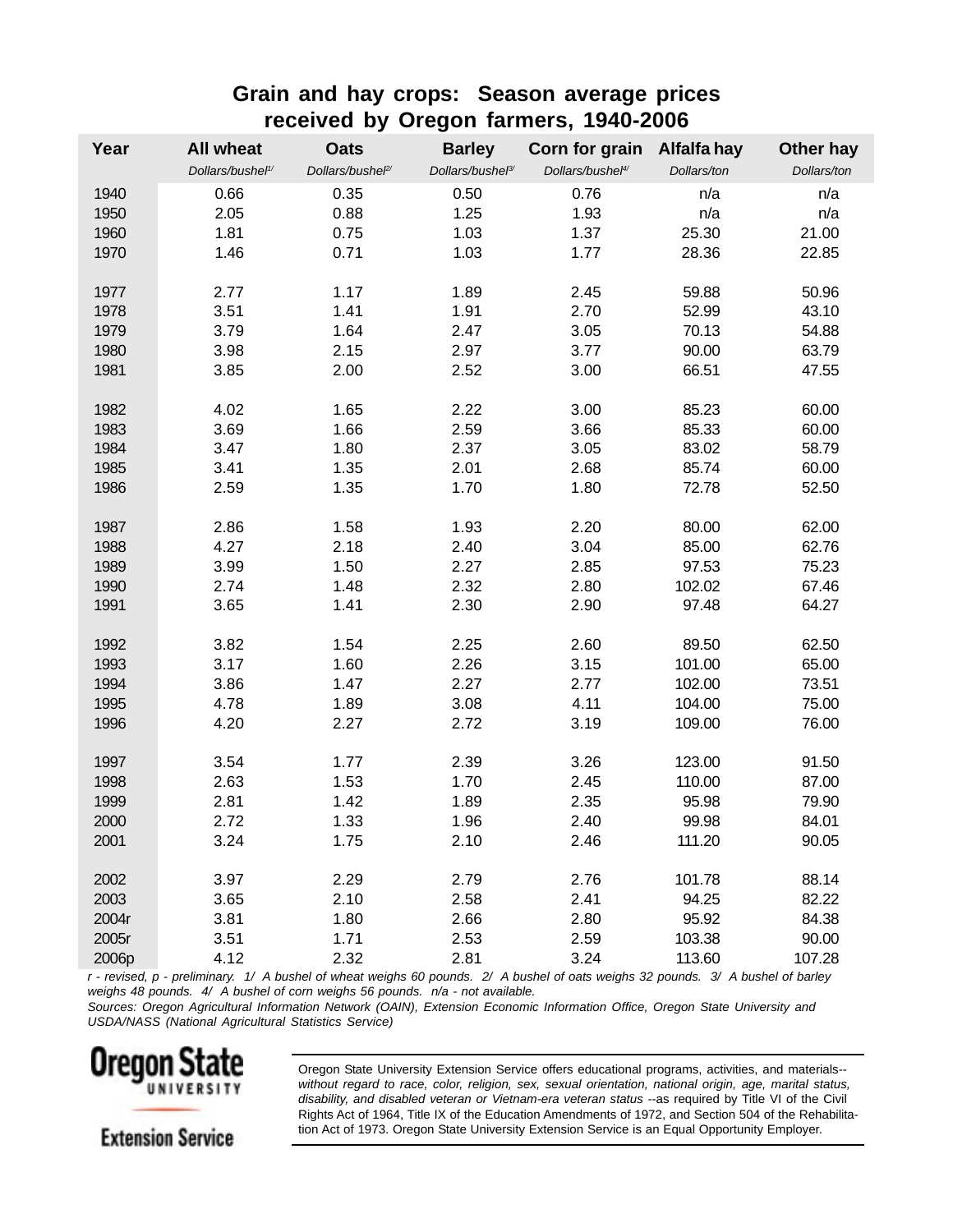## Grain and hay crops: Season average prices received by Oregon farmers, 1940-2006

| Year | All wheat | Oats | Barley | Corn for grain | Alfalfa hay | Other hay |
|---|---|---|---|---|---|---|
| | *Dollars/bushel[1/]* | *Dollars/bushel[2/]* | *Dollars/bushel[3/]* | *Dollars/bushel[4/]* | *Dollars/ton* | *Dollars/ton* |
| 1940 | 0.66 | 0.35 | 0.50 | 0.76 | n/a | n/a |
| 1950 | 2.05 | 0.88 | 1.25 | 1.93 | n/a | n/a |
| 1960 | 1.81 | 0.75 | 1.03 | 1.37 | 25.30 | 21.00 |
| 1970 | 1.46 | 0.71 | 1.03 | 1.77 | 28.36 | 22.85 |
| 1977 | 2.77 | 1.17 | 1.89 | 2.45 | 59.88 | 50.96 |
| 1978 | 3.51 | 1.41 | 1.91 | 2.70 | 52.99 | 43.10 |
| 1979 | 3.79 | 1.64 | 2.47 | 3.05 | 70.13 | 54.88 |
| 1980 | 3.98 | 2.15 | 2.97 | 3.77 | 90.00 | 63.79 |
| 1981 | 3.85 | 2.00 | 2.52 | 3.00 | 66.51 | 47.55 |
| 1982 | 4.02 | 1.65 | 2.22 | 3.00 | 85.23 | 60.00 |
| 1983 | 3.69 | 1.66 | 2.59 | 3.66 | 85.33 | 60.00 |
| 1984 | 3.47 | 1.80 | 2.37 | 3.05 | 83.02 | 58.79 |
| 1985 | 3.41 | 1.35 | 2.01 | 2.68 | 85.74 | 60.00 |
| 1986 | 2.59 | 1.35 | 1.70 | 1.80 | 72.78 | 52.50 |
| 1987 | 2.86 | 1.58 | 1.93 | 2.20 | 80.00 | 62.00 |
| 1988 | 4.27 | 2.18 | 2.40 | 3.04 | 85.00 | 62.76 |
| 1989 | 3.99 | 1.50 | 2.27 | 2.85 | 97.53 | 75.23 |
| 1990 | 2.74 | 1.48 | 2.32 | 2.80 | 102.02 | 67.46 |
| 1991 | 3.65 | 1.41 | 2.30 | 2.90 | 97.48 | 64.27 |
| 1992 | 3.82 | 1.54 | 2.25 | 2.60 | 89.50 | 62.50 |
| 1993 | 3.17 | 1.60 | 2.26 | 3.15 | 101.00 | 65.00 |
| 1994 | 3.86 | 1.47 | 2.27 | 2.77 | 102.00 | 73.51 |
| 1995 | 4.78 | 1.89 | 3.08 | 4.11 | 104.00 | 75.00 |
| 1996 | 4.20 | 2.27 | 2.72 | 3.19 | 109.00 | 76.00 |
| 1997 | 3.54 | 1.77 | 2.39 | 3.26 | 123.00 | 91.50 |
| 1998 | 2.63 | 1.53 | 1.70 | 2.45 | 110.00 | 87.00 |
| 1999 | 2.81 | 1.42 | 1.89 | 2.35 | 95.98 | 79.90 |
| 2000 | 2.72 | 1.33 | 1.96 | 2.40 | 99.98 | 84.01 |
| 2001 | 3.24 | 1.75 | 2.10 | 2.46 | 111.20 | 90.05 |
| 2002 | 3.97 | 2.29 | 2.79 | 2.76 | 101.78 | 88.14 |
| 2003 | 3.65 | 2.10 | 2.58 | 2.41 | 94.25 | 82.22 |
| 2004r | 3.81 | 1.80 | 2.66 | 2.80 | 95.92 | 84.38 |
| 2005r | 3.51 | 1.71 | 2.53 | 2.59 | 103.38 | 90.00 |
| 2006p | 4.12 | 2.32 | 2.81 | 3.24 | 113.60 | 107.28 |

*r - revised, p - preliminary. 1/ A bushel of wheat weighs 60 pounds. 2/ A bushel of oats weighs 32 pounds. 3/ A bushel of barley weighs 48 pounds. 4/ A bushel of corn weighs 56 pounds. n/a - not available.*

*Sources: Oregon Agricultural Information Network (OAIN), Extension Economic Information Office, Oregon State University and USDA/NASS (National Agricultural Statistics Service)*

Oregon State University Extension Service

Oregon State University Extension Service offers educational programs, activities, and materials--*without regard to race, color, religion, sex, sexual orientation, national origin, age, marital status, disability, and disabled veteran or Vietnam-era veteran status* --as required by Title VI of the Civil Rights Act of 1964, Title IX of the Education Amendments of 1972, and Section 504 of the Rehabilitation Act of 1973. Oregon State University Extension Service is an Equal Opportunity Employer.